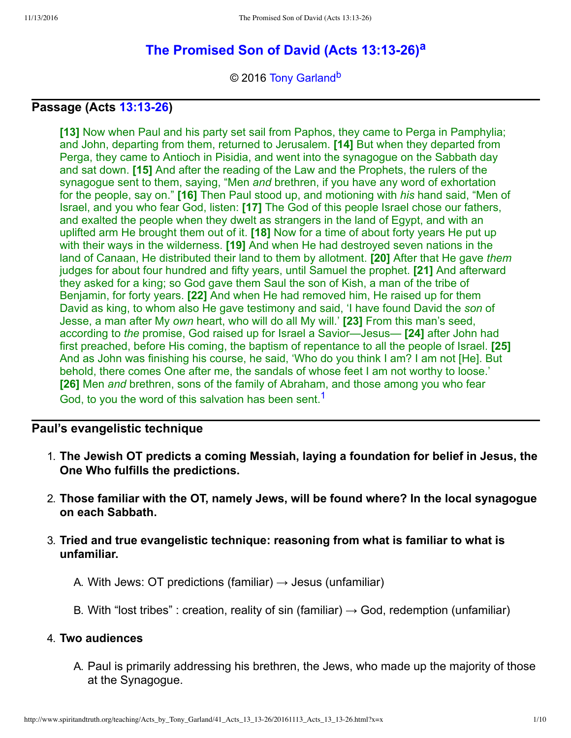# The Promised Son of David (Acts 13:13-26)[a]

© 2016 Tony Garland[b]

## Passage (Acts 13:13-26)

**[13]** Now when Paul and his party set sail from Paphos, they came to Perga in Pamphylia; and John, departing from them, returned to Jerusalem. **[14]** But when they departed from Perga, they came to Antioch in Pisidia, and went into the synagogue on the Sabbath day and sat down. **[15]** And after the reading of the Law and the Prophets, the rulers of the synagogue sent to them, saying, "Men *and* brethren, if you have any word of exhortation for the people, say on." **[16]** Then Paul stood up, and motioning with *his* hand said, "Men of Israel, and you who fear God, listen: **[17]** The God of this people Israel chose our fathers, and exalted the people when they dwelt as strangers in the land of Egypt, and with an uplifted arm He brought them out of it. **[18]** Now for a time of about forty years He put up with their ways in the wilderness. **[19]** And when He had destroyed seven nations in the land of Canaan, He distributed their land to them by allotment. **[20]** After that He gave *them* judges for about four hundred and fifty years, until Samuel the prophet. **[21]** And afterward they asked for a king; so God gave them Saul the son of Kish, a man of the tribe of Benjamin, for forty years. **[22]** And when He had removed him, He raised up for them David as king, to whom also He gave testimony and said, 'I have found David the *son* of Jesse, a man after My *own* heart, who will do all My will.' **[23]** From this man's seed, according to *the* promise, God raised up for Israel a Savior—Jesus— **[24]** after John had first preached, before His coming, the baptism of repentance to all the people of Israel. **[25]** And as John was finishing his course, he said, 'Who do you think I am? I am not [He]. But behold, there comes One after me, the sandals of whose feet I am not worthy to loose.' **[26]** Men *and* brethren, sons of the family of Abraham, and those among you who fear God, to you the word of this salvation has been sent.[1]

## Paul's evangelistic technique

1. **The Jewish OT predicts a coming Messiah, laying a foundation for belief in Jesus, the One Who fulfills the predictions.**
2. **Those familiar with the OT, namely Jews, will be found where? In the local synagogue on each Sabbath.**
3. **Tried and true evangelistic technique: reasoning from what is familiar to what is unfamiliar.**
   A. With Jews: OT predictions (familiar) → Jesus (unfamiliar)
   B. With "lost tribes" : creation, reality of sin (familiar) → God, redemption (unfamiliar)
4. **Two audiences**
   A. Paul is primarily addressing his brethren, the Jews, who made up the majority of those at the Synagogue.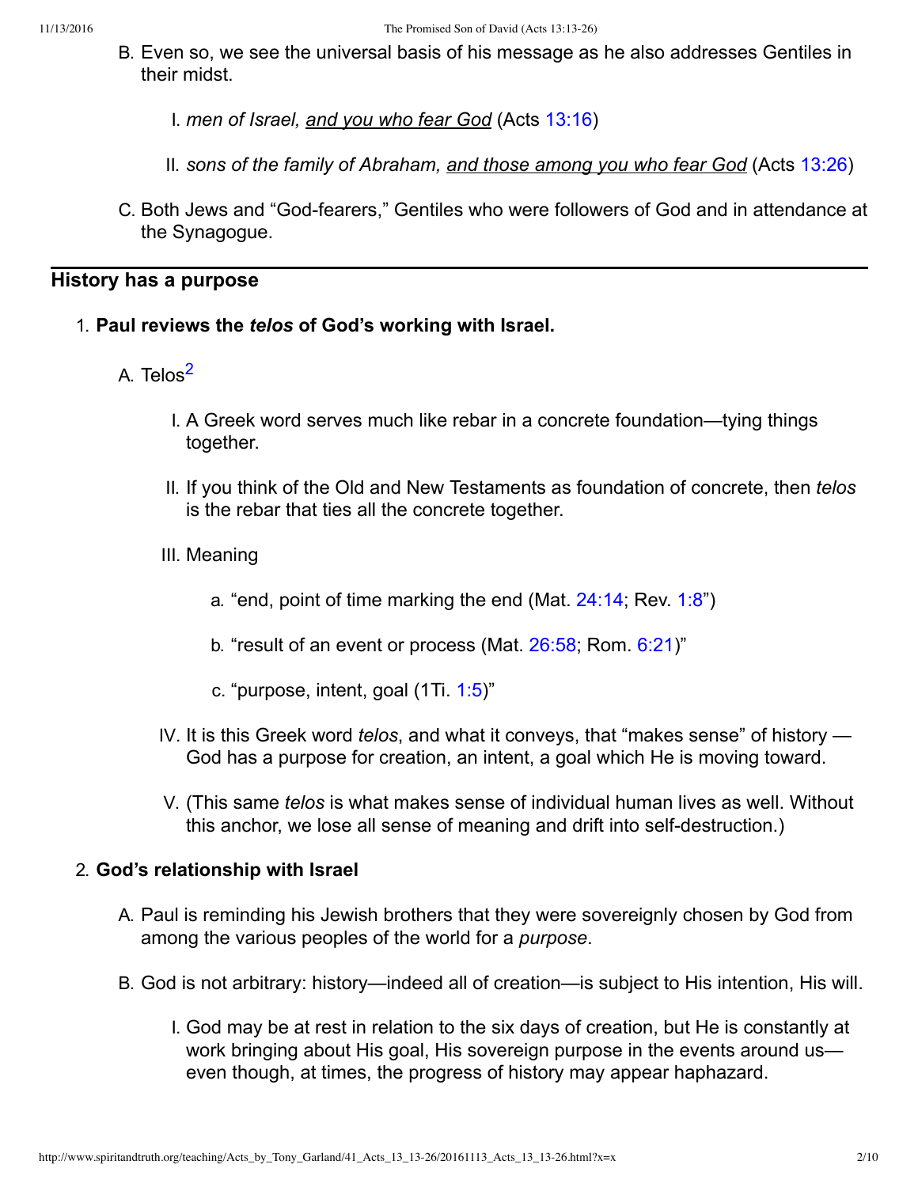B. Even so, we see the universal basis of his message as he also addresses Gentiles in their midst.

   I. *men of Israel, <u>and you who fear God</u>* (Acts 13:16)

   II. *sons of the family of Abraham, <u>and those among you who fear God</u>* (Acts 13:26)

C. Both Jews and "God-fearers," Gentiles who were followers of God and in attendance at the Synagogue.

---

## History has a purpose

1. **Paul reviews the *telos* of God's working with Israel.**

   A. Telos[2]

      I. A Greek word serves much like rebar in a concrete foundation—tying things together.

      II. If you think of the Old and New Testaments as foundation of concrete, then *telos* is the rebar that ties all the concrete together.

      III. Meaning

         a. "end, point of time marking the end (Mat. 24:14; Rev. 1:8")

         b. "result of an event or process (Mat. 26:58; Rom. 6:21)"

         c. "purpose, intent, goal (1Ti. 1:5)"

      IV. It is this Greek word *telos*, and what it conveys, that "makes sense" of history — God has a purpose for creation, an intent, a goal which He is moving toward.

      V. (This same *telos* is what makes sense of individual human lives as well. Without this anchor, we lose all sense of meaning and drift into self-destruction.)

2. **God's relationship with Israel**

   A. Paul is reminding his Jewish brothers that they were sovereignly chosen by God from among the various peoples of the world for a *purpose*.

   B. God is not arbitrary: history—indeed all of creation—is subject to His intention, His will.

      I. God may be at rest in relation to the six days of creation, but He is constantly at work bringing about His goal, His sovereign purpose in the events around us—even though, at times, the progress of history may appear haphazard.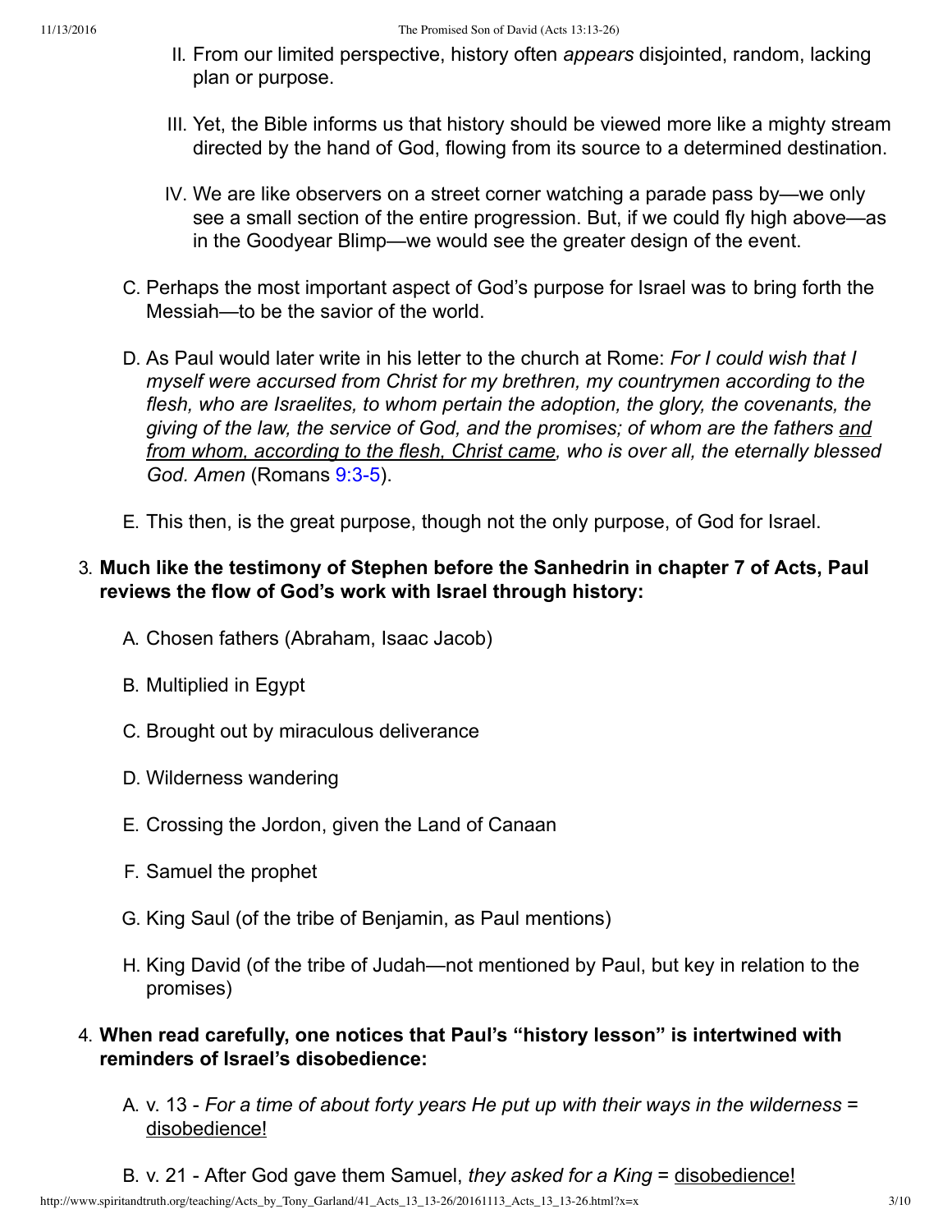II. From our limited perspective, history often *appears* disjointed, random, lacking plan or purpose.

III. Yet, the Bible informs us that history should be viewed more like a mighty stream directed by the hand of God, flowing from its source to a determined destination.

IV. We are like observers on a street corner watching a parade pass by—we only see a small section of the entire progression. But, if we could fly high above—as in the Goodyear Blimp—we would see the greater design of the event.

C. Perhaps the most important aspect of God's purpose for Israel was to bring forth the Messiah—to be the savior of the world.

D. As Paul would later write in his letter to the church at Rome: *For I could wish that I myself were accursed from Christ for my brethren, my countrymen according to the flesh, who are Israelites, to whom pertain the adoption, the glory, the covenants, the giving of the law, the service of God, and the promises; of whom are the fathers* <u>*and from whom, according to the flesh, Christ came*</u>*, who is over all, the eternally blessed God. Amen* (Romans 9:3-5).

E. This then, is the great purpose, though not the only purpose, of God for Israel.

3. **Much like the testimony of Stephen before the Sanhedrin in chapter 7 of Acts, Paul reviews the flow of God's work with Israel through history:**

   A. Chosen fathers (Abraham, Isaac Jacob)

   B. Multiplied in Egypt

   C. Brought out by miraculous deliverance

   D. Wilderness wandering

   E. Crossing the Jordon, given the Land of Canaan

   F. Samuel the prophet

   G. King Saul (of the tribe of Benjamin, as Paul mentions)

   H. King David (of the tribe of Judah—not mentioned by Paul, but key in relation to the promises)

4. **When read carefully, one notices that Paul's "history lesson" is intertwined with reminders of Israel's disobedience:**

   A. v. 13 - *For a time of about forty years He put up with their ways in the wilderness* = <u>disobedience!</u>

   B. v. 21 - After God gave them Samuel, *they asked for a King* = <u>disobedience!</u>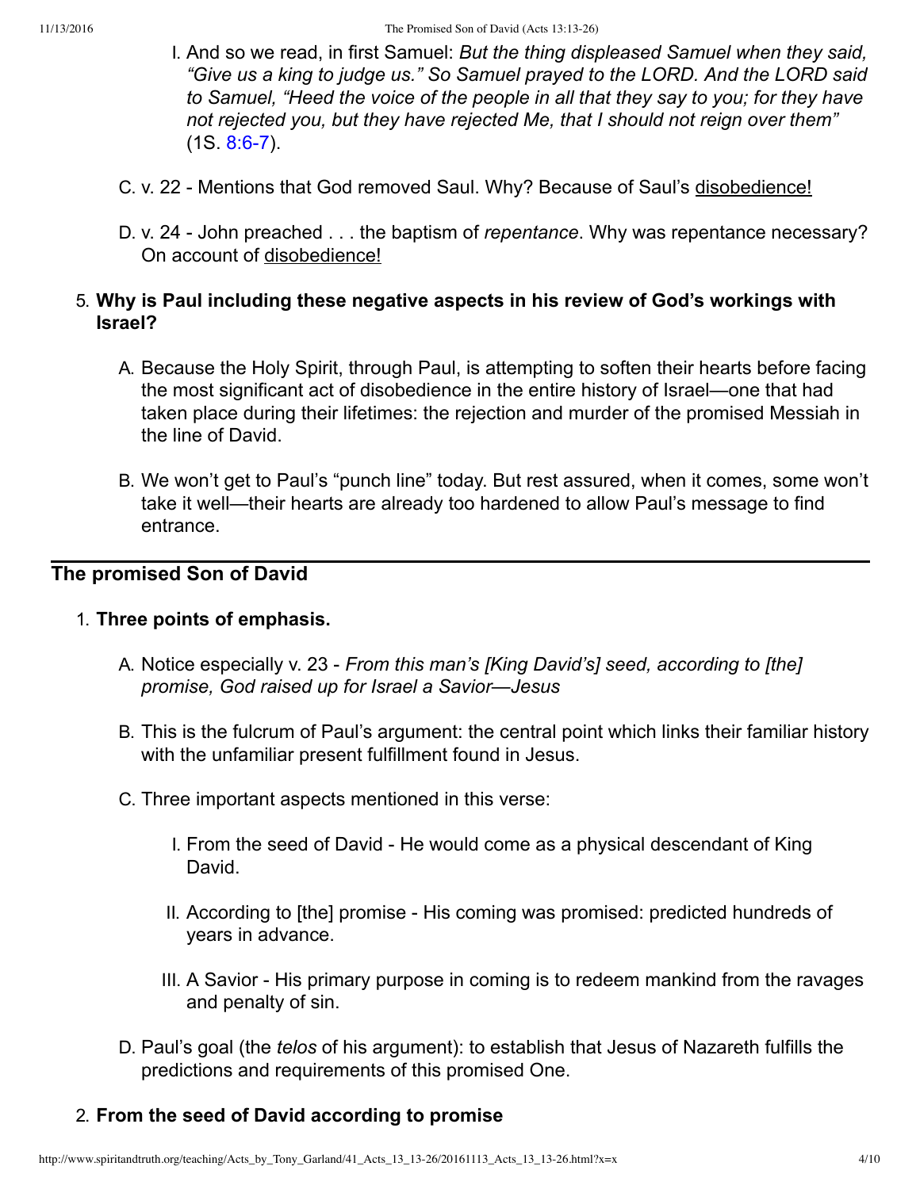I. And so we read, in first Samuel: *But the thing displeased Samuel when they said, "Give us a king to judge us." So Samuel prayed to the LORD. And the LORD said to Samuel, "Heed the voice of the people in all that they say to you; for they have not rejected you, but they have rejected Me, that I should not reign over them"* (1S. 8:6-7).

C. v. 22 - Mentions that God removed Saul. Why? Because of Saul's disobedience!

D. v. 24 - John preached . . . the baptism of *repentance*. Why was repentance necessary? On account of disobedience!

5. **Why is Paul including these negative aspects in his review of God's workings with Israel?**

   A. Because the Holy Spirit, through Paul, is attempting to soften their hearts before facing the most significant act of disobedience in the entire history of Israel—one that had taken place during their lifetimes: the rejection and murder of the promised Messiah in the line of David.

   B. We won't get to Paul's "punch line" today. But rest assured, when it comes, some won't take it well—their hearts are already too hardened to allow Paul's message to find entrance.

---

## The promised Son of David

1. **Three points of emphasis.**

   A. Notice especially v. 23 - *From this man's [King David's] seed, according to [the] promise, God raised up for Israel a Savior—Jesus*

   B. This is the fulcrum of Paul's argument: the central point which links their familiar history with the unfamiliar present fulfillment found in Jesus.

   C. Three important aspects mentioned in this verse:

      I. From the seed of David - He would come as a physical descendant of King David.

      II. According to [the] promise - His coming was promised: predicted hundreds of years in advance.

      III. A Savior - His primary purpose in coming is to redeem mankind from the ravages and penalty of sin.

   D. Paul's goal (the *telos* of his argument): to establish that Jesus of Nazareth fulfills the predictions and requirements of this promised One.

2. **From the seed of David according to promise**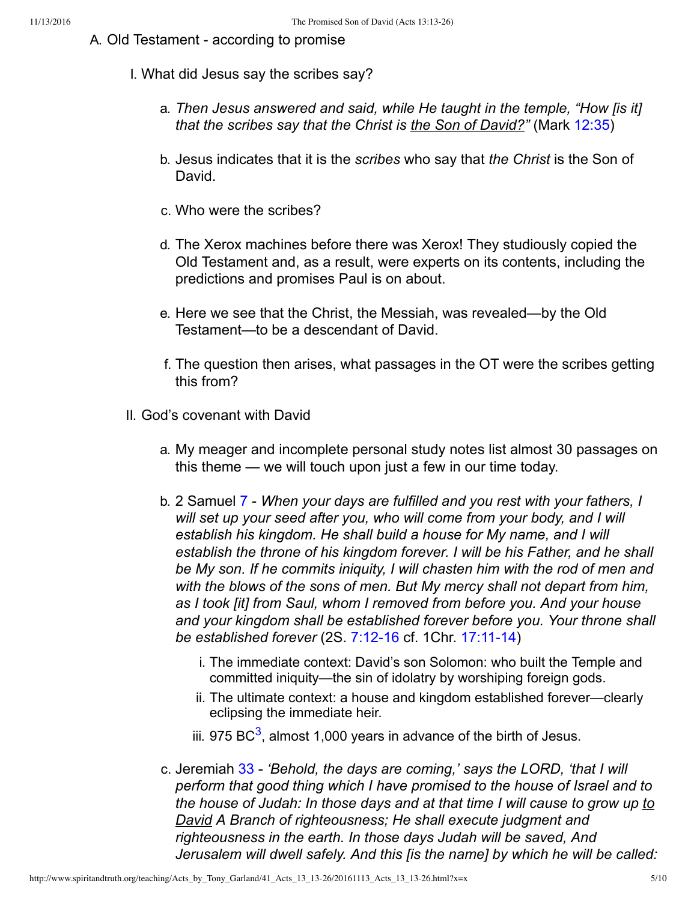A. Old Testament - according to promise

I. What did Jesus say the scribes say?

a. *Then Jesus answered and said, while He taught in the temple, "How [is it] that the scribes say that the Christ is the Son of David?"* (Mark 12:35)

b. Jesus indicates that it is the *scribes* who say that *the Christ* is the Son of David.

c. Who were the scribes?

d. The Xerox machines before there was Xerox! They studiously copied the Old Testament and, as a result, were experts on its contents, including the predictions and promises Paul is on about.

e. Here we see that the Christ, the Messiah, was revealed—by the Old Testament—to be a descendant of David.

f. The question then arises, what passages in the OT were the scribes getting this from?

II. God's covenant with David

a. My meager and incomplete personal study notes list almost 30 passages on this theme — we will touch upon just a few in our time today.

b. 2 Samuel 7 - *When your days are fulfilled and you rest with your fathers, I will set up your seed after you, who will come from your body, and I will establish his kingdom. He shall build a house for My name, and I will establish the throne of his kingdom forever. I will be his Father, and he shall be My son. If he commits iniquity, I will chasten him with the rod of men and with the blows of the sons of men. But My mercy shall not depart from him, as I took [it] from Saul, whom I removed from before you. And your house and your kingdom shall be established forever before you. Your throne shall be established forever* (2S. 7:12-16 cf. 1Chr. 17:11-14)

  i. The immediate context: David's son Solomon: who built the Temple and committed iniquity—the sin of idolatry by worshiping foreign gods.

  ii. The ultimate context: a house and kingdom established forever—clearly eclipsing the immediate heir.

  iii. 975 BC[3], almost 1,000 years in advance of the birth of Jesus.

c. Jeremiah 33 - *'Behold, the days are coming,' says the LORD, 'that I will perform that good thing which I have promised to the house of Israel and to the house of Judah: In those days and at that time I will cause to grow up to David A Branch of righteousness; He shall execute judgment and righteousness in the earth. In those days Judah will be saved, And Jerusalem will dwell safely. And this [is the name] by which he will be called:*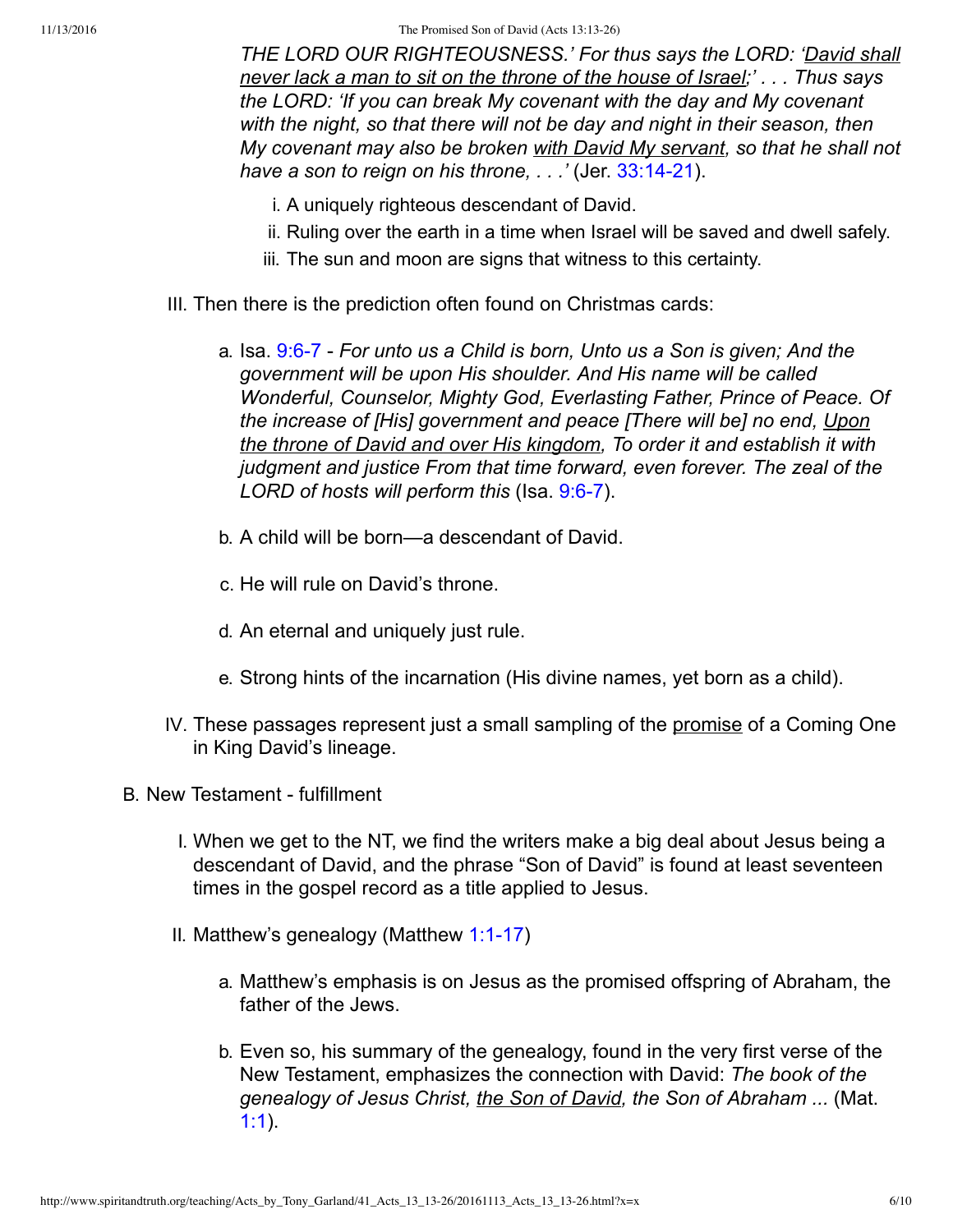*THE LORD OUR RIGHTEOUSNESS.' For thus says the LORD: '<u>David shall never lack a man to sit on the throne of the house of Israel</u>;' . . . Thus says the LORD: 'If you can break My covenant with the day and My covenant with the night, so that there will not be day and night in their season, then My covenant may also be broken <u>with David My servant</u>, so that he shall not have a son to reign on his throne, . . .'* (Jer. 33:14-21).

i. A uniquely righteous descendant of David.
ii. Ruling over the earth in a time when Israel will be saved and dwell safely.
iii. The sun and moon are signs that witness to this certainty.

III. Then there is the prediction often found on Christmas cards:

a. Isa. 9:6-7 - *For unto us a Child is born, Unto us a Son is given; And the government will be upon His shoulder. And His name will be called Wonderful, Counselor, Mighty God, Everlasting Father, Prince of Peace. Of the increase of [His] government and peace [There will be] no end, <u>Upon the throne of David and over His kingdom</u>, To order it and establish it with judgment and justice From that time forward, even forever. The zeal of the LORD of hosts will perform this* (Isa. 9:6-7).

b. A child will be born—a descendant of David.

c. He will rule on David's throne.

d. An eternal and uniquely just rule.

e. Strong hints of the incarnation (His divine names, yet born as a child).

IV. These passages represent just a small sampling of the <u>promise</u> of a Coming One in King David's lineage.

B. New Testament - fulfillment

I. When we get to the NT, we find the writers make a big deal about Jesus being a descendant of David, and the phrase "Son of David" is found at least seventeen times in the gospel record as a title applied to Jesus.

II. Matthew's genealogy (Matthew 1:1-17)

a. Matthew's emphasis is on Jesus as the promised offspring of Abraham, the father of the Jews.

b. Even so, his summary of the genealogy, found in the very first verse of the New Testament, emphasizes the connection with David: *The book of the genealogy of Jesus Christ, <u>the Son of David</u>, the Son of Abraham ...* (Mat. 1:1).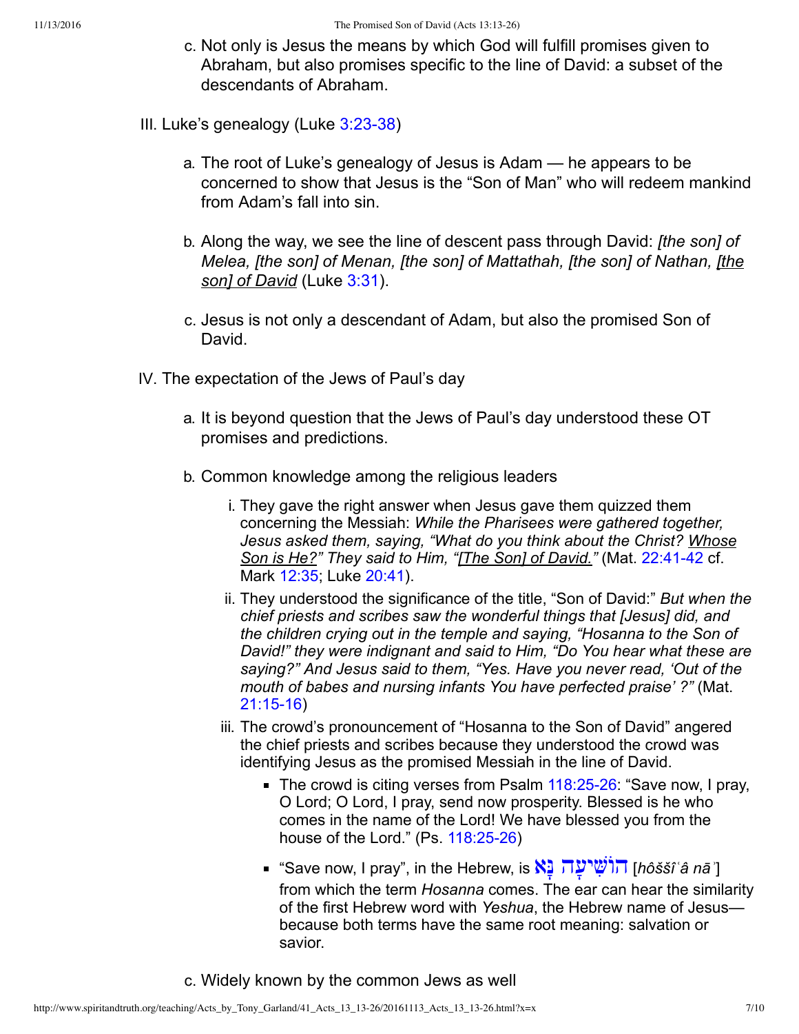c. Not only is Jesus the means by which God will fulfill promises given to Abraham, but also promises specific to the line of David: a subset of the descendants of Abraham.

III. Luke's genealogy (Luke 3:23-38)

a. The root of Luke's genealogy of Jesus is Adam — he appears to be concerned to show that Jesus is the "Son of Man" who will redeem mankind from Adam's fall into sin.

b. Along the way, we see the line of descent pass through David: *[the son] of Melea, [the son] of Menan, [the son] of Mattathah, [the son] of Nathan, [the son] of David* (Luke 3:31).

c. Jesus is not only a descendant of Adam, but also the promised Son of David.

IV. The expectation of the Jews of Paul's day

a. It is beyond question that the Jews of Paul's day understood these OT promises and predictions.

b. Common knowledge among the religious leaders

i. They gave the right answer when Jesus gave them quizzed them concerning the Messiah: *While the Pharisees were gathered together, Jesus asked them, saying, "What do you think about the Christ? Whose Son is He?" They said to Him, "[The Son] of David."* (Mat. 22:41-42 cf. Mark 12:35; Luke 20:41).

ii. They understood the significance of the title, "Son of David:" *But when the chief priests and scribes saw the wonderful things that [Jesus] did, and the children crying out in the temple and saying, "Hosanna to the Son of David!" they were indignant and said to Him, "Do You hear what these are saying?" And Jesus said to them, "Yes. Have you never read, 'Out of the mouth of babes and nursing infants You have perfected praise' ?"* (Mat. 21:15-16)

iii. The crowd's pronouncement of "Hosanna to the Son of David" angered the chief priests and scribes because they understood the crowd was identifying Jesus as the promised Messiah in the line of David.

- The crowd is citing verses from Psalm 118:25-26: "Save now, I pray, O Lord; O Lord, I pray, send now prosperity. Blessed is he who comes in the name of the Lord! We have blessed you from the house of the Lord." (Ps. 118:25-26)
- "Save now, I pray", in the Hebrew, is הוֹשִׁיעָה נָּא [*hôššîʿâ nāʾ*] from which the term *Hosanna* comes. The ear can hear the similarity of the first Hebrew word with *Yeshua*, the Hebrew name of Jesus—because both terms have the same root meaning: salvation or savior.

c. Widely known by the common Jews as well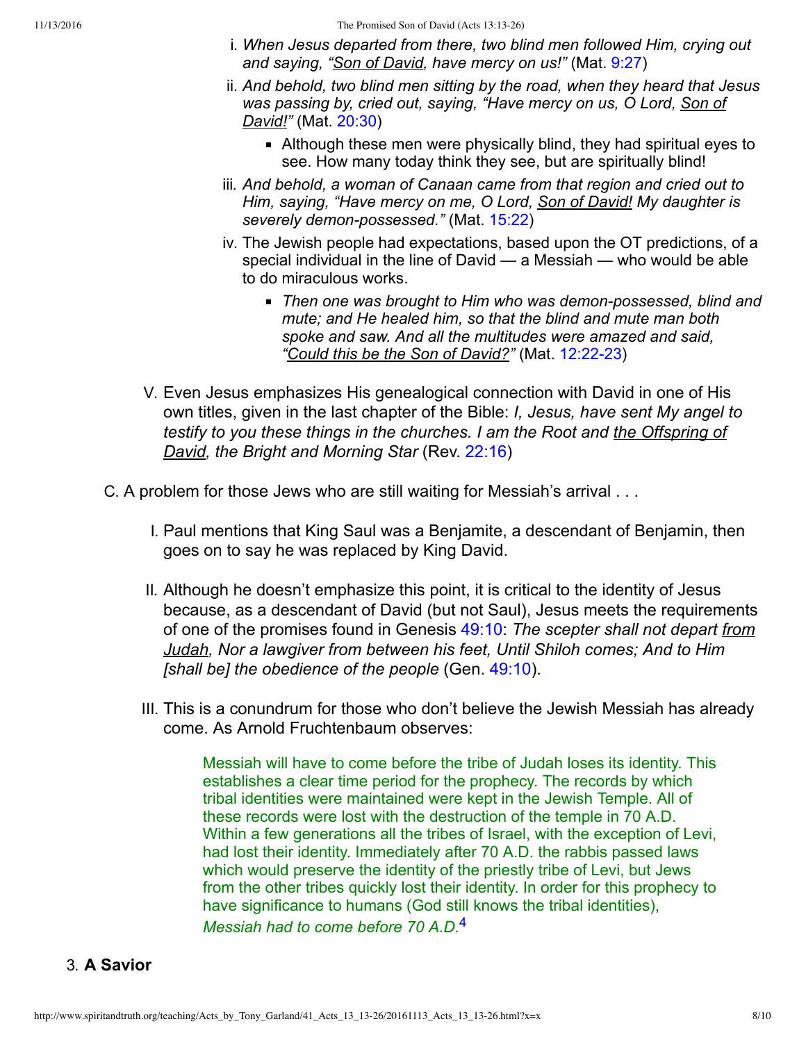i. *When Jesus departed from there, two blind men followed Him, crying out and saying, "Son of David, have mercy on us!"* (Mat. 9:27)

ii. *And behold, two blind men sitting by the road, when they heard that Jesus was passing by, cried out, saying, "Have mercy on us, O Lord, Son of David!"* (Mat. 20:30)

- Although these men were physically blind, they had spiritual eyes to see. How many today think they see, but are spiritually blind!

iii. *And behold, a woman of Canaan came from that region and cried out to Him, saying, "Have mercy on me, O Lord, Son of David! My daughter is severely demon-possessed."* (Mat. 15:22)

iv. The Jewish people had expectations, based upon the OT predictions, of a special individual in the line of David — a Messiah — who would be able to do miraculous works.

- *Then one was brought to Him who was demon-possessed, blind and mute; and He healed him, so that the blind and mute man both spoke and saw. And all the multitudes were amazed and said, "Could this be the Son of David?"* (Mat. 12:22-23)

V. Even Jesus emphasizes His genealogical connection with David in one of His own titles, given in the last chapter of the Bible: *I, Jesus, have sent My angel to testify to you these things in the churches. I am the Root and the Offspring of David, the Bright and Morning Star* (Rev. 22:16)

C. A problem for those Jews who are still waiting for Messiah's arrival . . .

I. Paul mentions that King Saul was a Benjamite, a descendant of Benjamin, then goes on to say he was replaced by King David.

II. Although he doesn't emphasize this point, it is critical to the identity of Jesus because, as a descendant of David (but not Saul), Jesus meets the requirements of one of the promises found in Genesis 49:10: *The scepter shall not depart from Judah, Nor a lawgiver from between his feet, Until Shiloh comes; And to Him [shall be] the obedience of the people* (Gen. 49:10).

III. This is a conundrum for those who don't believe the Jewish Messiah has already come. As Arnold Fruchtenbaum observes:

> Messiah will have to come before the tribe of Judah loses its identity. This establishes a clear time period for the prophecy. The records by which tribal identities were maintained were kept in the Jewish Temple. All of these records were lost with the destruction of the temple in 70 A.D. Within a few generations all the tribes of Israel, with the exception of Levi, had lost their identity. Immediately after 70 A.D. the rabbis passed laws which would preserve the identity of the priestly tribe of Levi, but Jews from the other tribes quickly lost their identity. In order for this prophecy to have significance to humans (God still knows the tribal identities), *Messiah had to come before 70 A.D.*[4]

3. **A Savior**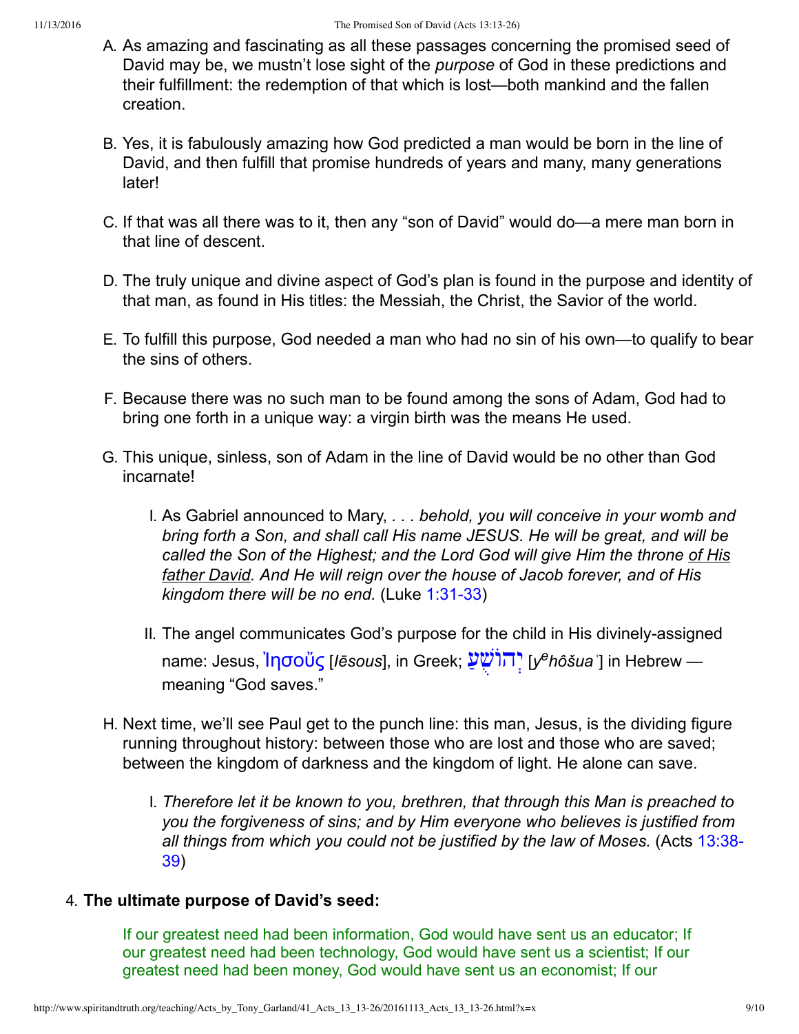A. As amazing and fascinating as all these passages concerning the promised seed of David may be, we mustn't lose sight of the *purpose* of God in these predictions and their fulfillment: the redemption of that which is lost—both mankind and the fallen creation.

B. Yes, it is fabulously amazing how God predicted a man would be born in the line of David, and then fulfill that promise hundreds of years and many, many generations later!

C. If that was all there was to it, then any "son of David" would do—a mere man born in that line of descent.

D. The truly unique and divine aspect of God's plan is found in the purpose and identity of that man, as found in His titles: the Messiah, the Christ, the Savior of the world.

E. To fulfill this purpose, God needed a man who had no sin of his own—to qualify to bear the sins of others.

F. Because there was no such man to be found among the sons of Adam, God had to bring one forth in a unique way: a virgin birth was the means He used.

G. This unique, sinless, son of Adam in the line of David would be no other than God incarnate!

   I. As Gabriel announced to Mary, *. . . behold, you will conceive in your womb and bring forth a Son, and shall call His name JESUS. He will be great, and will be called the Son of the Highest; and the Lord God will give Him the throne <u>of His father David</u>. And He will reign over the house of Jacob forever, and of His kingdom there will be no end.* (Luke 1:31-33)

   II. The angel communicates God's purpose for the child in His divinely-assigned name: Jesus, Ἰησοῦς [*Iēsous*], in Greek; יְהוֹשֻׁעַ [*y^e^hôšuaʿ*] in Hebrew — meaning "God saves."

H. Next time, we'll see Paul get to the punch line: this man, Jesus, is the dividing figure running throughout history: between those who are lost and those who are saved; between the kingdom of darkness and the kingdom of light. He alone can save.

   I. *Therefore let it be known to you, brethren, that through this Man is preached to you the forgiveness of sins; and by Him everyone who believes is justified from all things from which you could not be justified by the law of Moses.* (Acts 13:38-39)

4. **The ultimate purpose of David's seed:**

   If our greatest need had been information, God would have sent us an educator; If our greatest need had been technology, God would have sent us a scientist; If our greatest need had been money, God would have sent us an economist; If our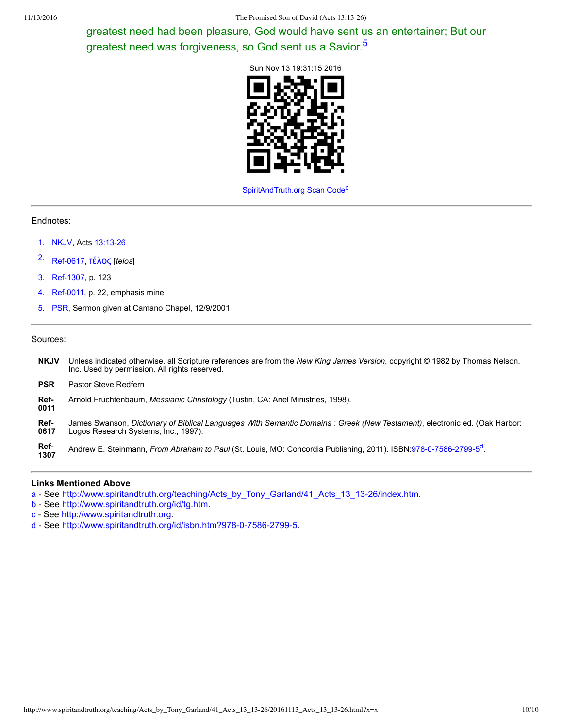greatest need had been pleasure, God would have sent us an entertainer; But our greatest need was forgiveness, so God sent us a Savior.[5]

Sun Nov 13 19:31:15 2016

SpiritAndTruth.org Scan Code[c]

---

Endnotes:

1. NKJV, Acts 13:13-26
2. Ref-0617, τέλος [*telos*]
3. Ref-1307, p. 123
4. Ref-0011, p. 22, emphasis mine
5. PSR, Sermon given at Camano Chapel, 12/9/2001

---

Sources:

| | |
|---|---|
| **NKJV** | Unless indicated otherwise, all Scripture references are from the *New King James Version*, copyright © 1982 by Thomas Nelson, Inc. Used by permission. All rights reserved. |
| **PSR** | Pastor Steve Redfern |
| **Ref-0011** | Arnold Fruchtenbaum, *Messianic Christology* (Tustin, CA: Ariel Ministries, 1998). |
| **Ref-0617** | James Swanson, *Dictionary of Biblical Languages With Semantic Domains : Greek (New Testament)*, electronic ed. (Oak Harbor: Logos Research Systems, Inc., 1997). |
| **Ref-1307** | Andrew E. Steinmann, *From Abraham to Paul* (St. Louis, MO: Concordia Publishing, 2011). ISBN:978-0-7586-2799-5[d]. |

---

**Links Mentioned Above**

a - See http://www.spiritandtruth.org/teaching/Acts_by_Tony_Garland/41_Acts_13_13-26/index.htm.
b - See http://www.spiritandtruth.org/id/tg.htm.
c - See http://www.spiritandtruth.org.
d - See http://www.spiritandtruth.org/id/isbn.htm?978-0-7586-2799-5.